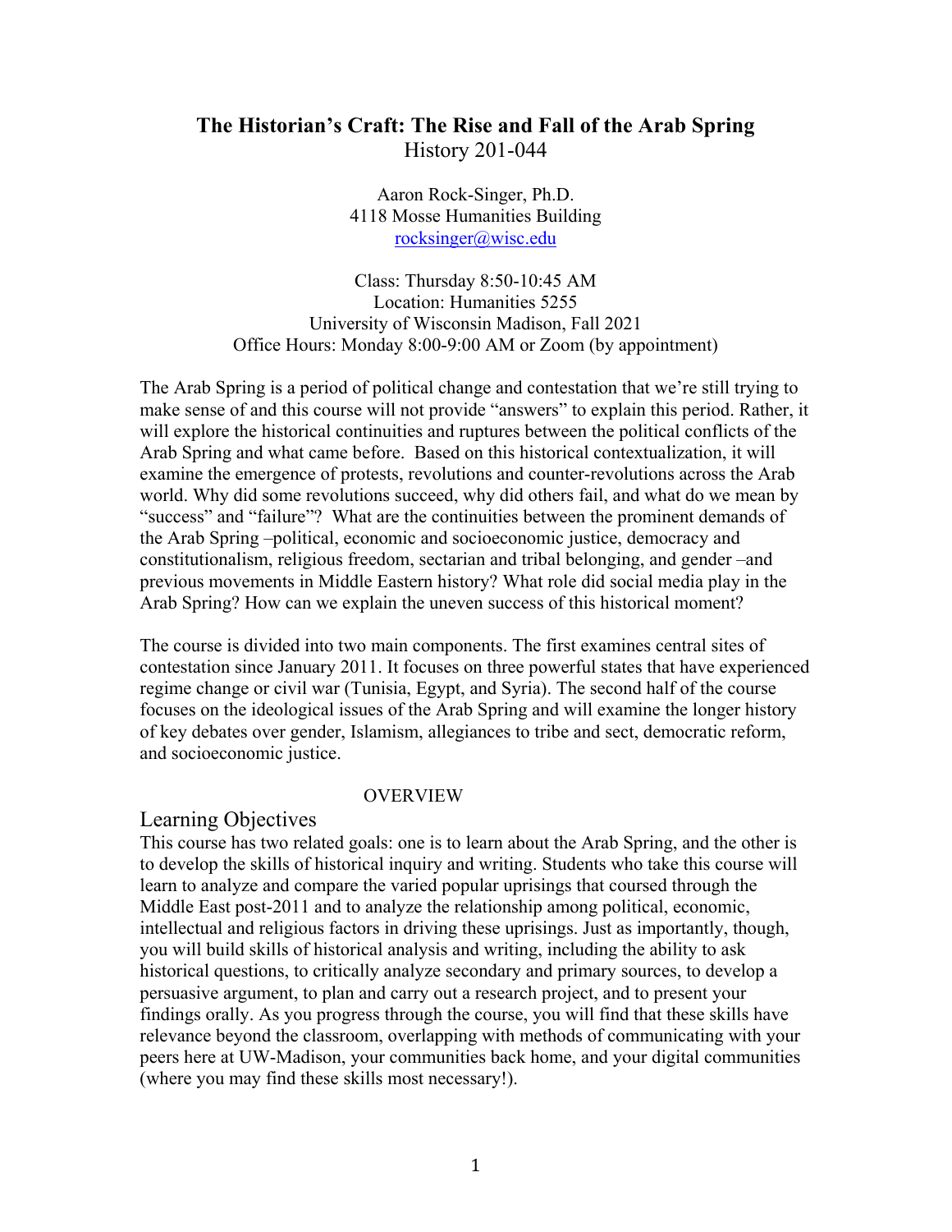# The Historian's Craft: The Rise and Fall of the Arab Spring

History 201-044

Aaron Rock-Singer, Ph.D.
4118 Mosse Humanities Building
rocksinger@wisc.edu

Class: Thursday 8:50-10:45 AM
Location: Humanities 5255
University of Wisconsin Madison, Fall 2021
Office Hours: Monday 8:00-9:00 AM or Zoom (by appointment)

The Arab Spring is a period of political change and contestation that we're still trying to make sense of and this course will not provide "answers" to explain this period. Rather, it will explore the historical continuities and ruptures between the political conflicts of the Arab Spring and what came before. Based on this historical contextualization, it will examine the emergence of protests, revolutions and counter-revolutions across the Arab world. Why did some revolutions succeed, why did others fail, and what do we mean by "success" and "failure"? What are the continuities between the prominent demands of the Arab Spring –political, economic and socioeconomic justice, democracy and constitutionalism, religious freedom, sectarian and tribal belonging, and gender –and previous movements in Middle Eastern history? What role did social media play in the Arab Spring? How can we explain the uneven success of this historical moment?

The course is divided into two main components. The first examines central sites of contestation since January 2011. It focuses on three powerful states that have experienced regime change or civil war (Tunisia, Egypt, and Syria). The second half of the course focuses on the ideological issues of the Arab Spring and will examine the longer history of key debates over gender, Islamism, allegiances to tribe and sect, democratic reform, and socioeconomic justice.

## OVERVIEW

### Learning Objectives

This course has two related goals: one is to learn about the Arab Spring, and the other is to develop the skills of historical inquiry and writing. Students who take this course will learn to analyze and compare the varied popular uprisings that coursed through the Middle East post-2011 and to analyze the relationship among political, economic, intellectual and religious factors in driving these uprisings. Just as importantly, though, you will build skills of historical analysis and writing, including the ability to ask historical questions, to critically analyze secondary and primary sources, to develop a persuasive argument, to plan and carry out a research project, and to present your findings orally. As you progress through the course, you will find that these skills have relevance beyond the classroom, overlapping with methods of communicating with your peers here at UW-Madison, your communities back home, and your digital communities (where you may find these skills most necessary!).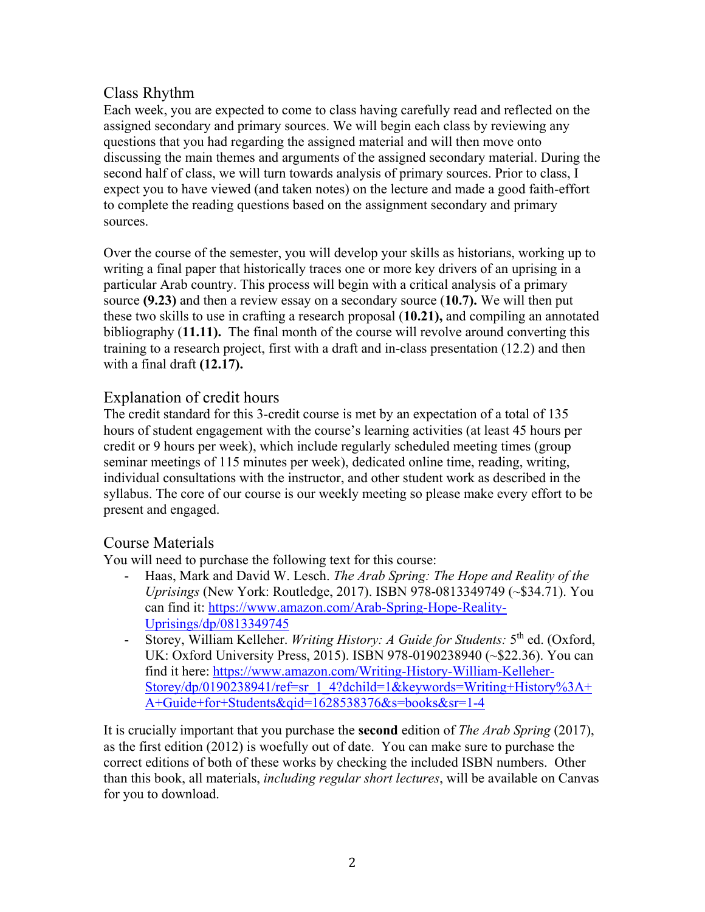## Class Rhythm

Each week, you are expected to come to class having carefully read and reflected on the assigned secondary and primary sources. We will begin each class by reviewing any questions that you had regarding the assigned material and will then move onto discussing the main themes and arguments of the assigned secondary material. During the second half of class, we will turn towards analysis of primary sources. Prior to class, I expect you to have viewed (and taken notes) on the lecture and made a good faith-effort to complete the reading questions based on the assignment secondary and primary sources.

Over the course of the semester, you will develop your skills as historians, working up to writing a final paper that historically traces one or more key drivers of an uprising in a particular Arab country. This process will begin with a critical analysis of a primary source **(9.23)** and then a review essay on a secondary source (**10.7).** We will then put these two skills to use in crafting a research proposal (**10.21),** and compiling an annotated bibliography (**11.11).** The final month of the course will revolve around converting this training to a research project, first with a draft and in-class presentation (12.2) and then with a final draft **(12.17).**

## Explanation of credit hours

The credit standard for this 3-credit course is met by an expectation of a total of 135 hours of student engagement with the course's learning activities (at least 45 hours per credit or 9 hours per week), which include regularly scheduled meeting times (group seminar meetings of 115 minutes per week), dedicated online time, reading, writing, individual consultations with the instructor, and other student work as described in the syllabus. The core of our course is our weekly meeting so please make every effort to be present and engaged.

## Course Materials

You will need to purchase the following text for this course:

- Haas, Mark and David W. Lesch. *The Arab Spring: The Hope and Reality of the Uprisings* (New York: Routledge, 2017). ISBN 978-0813349749 (~$34.71). You can find it: [https://www.amazon.com/Arab-Spring-Hope-Reality-Uprisings/dp/0813349745](https://www.amazon.com/Arab-Spring-Hope-Reality-Uprisings/dp/0813349745)
- Storey, William Kelleher. *Writing History: A Guide for Students:* 5th ed. (Oxford, UK: Oxford University Press, 2015). ISBN 978-0190238940 (~$22.36). You can find it here: [https://www.amazon.com/Writing-History-William-Kelleher-Storey/dp/0190238941/ref=sr_1_4?dchild=1&keywords=Writing+History%3A+A+Guide+for+Students&qid=1628538376&s=books&sr=1-4](https://www.amazon.com/Writing-History-William-Kelleher-Storey/dp/0190238941/ref=sr_1_4?dchild=1&keywords=Writing+History%3A+A+Guide+for+Students&qid=1628538376&s=books&sr=1-4)

It is crucially important that you purchase the **second** edition of *The Arab Spring* (2017), as the first edition (2012) is woefully out of date. You can make sure to purchase the correct editions of both of these works by checking the included ISBN numbers. Other than this book, all materials, *including regular short lectures*, will be available on Canvas for you to download.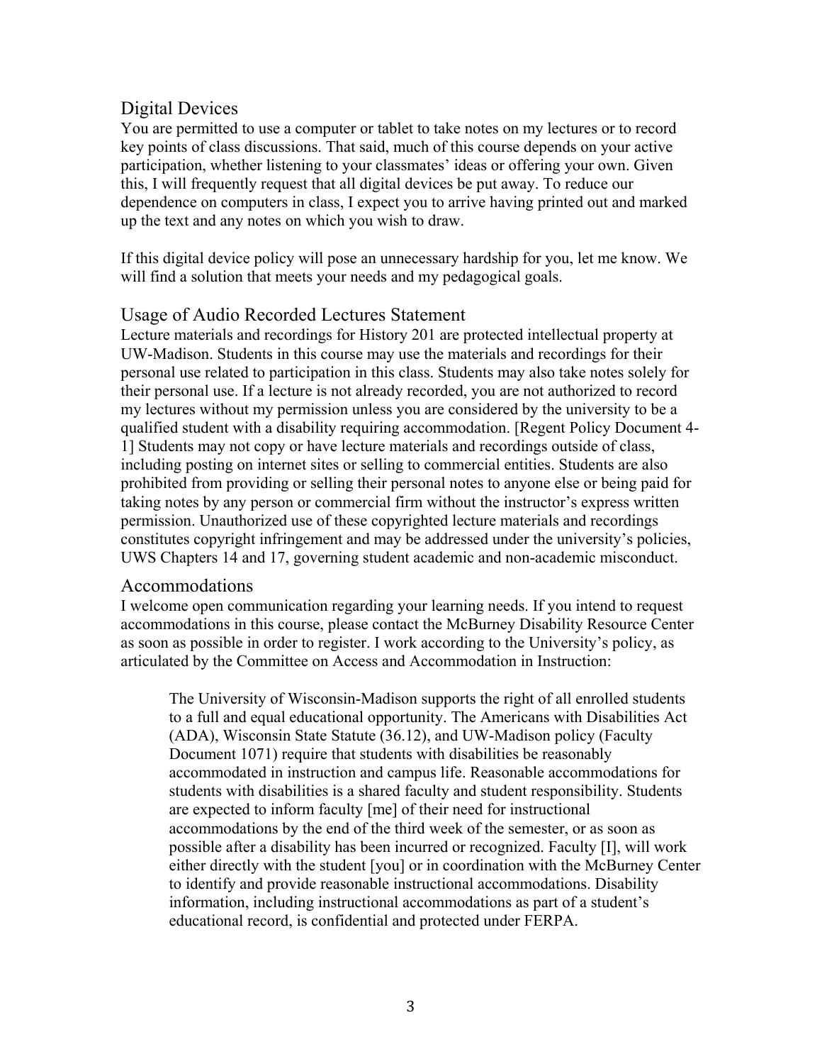## Digital Devices

You are permitted to use a computer or tablet to take notes on my lectures or to record key points of class discussions. That said, much of this course depends on your active participation, whether listening to your classmates' ideas or offering your own. Given this, I will frequently request that all digital devices be put away. To reduce our dependence on computers in class, I expect you to arrive having printed out and marked up the text and any notes on which you wish to draw.

If this digital device policy will pose an unnecessary hardship for you, let me know. We will find a solution that meets your needs and my pedagogical goals.

## Usage of Audio Recorded Lectures Statement

Lecture materials and recordings for History 201 are protected intellectual property at UW-Madison. Students in this course may use the materials and recordings for their personal use related to participation in this class. Students may also take notes solely for their personal use. If a lecture is not already recorded, you are not authorized to record my lectures without my permission unless you are considered by the university to be a qualified student with a disability requiring accommodation. [Regent Policy Document 4-1] Students may not copy or have lecture materials and recordings outside of class, including posting on internet sites or selling to commercial entities. Students are also prohibited from providing or selling their personal notes to anyone else or being paid for taking notes by any person or commercial firm without the instructor's express written permission. Unauthorized use of these copyrighted lecture materials and recordings constitutes copyright infringement and may be addressed under the university's policies, UWS Chapters 14 and 17, governing student academic and non-academic misconduct.

## Accommodations

I welcome open communication regarding your learning needs. If you intend to request accommodations in this course, please contact the McBurney Disability Resource Center as soon as possible in order to register. I work according to the University's policy, as articulated by the Committee on Access and Accommodation in Instruction:

> The University of Wisconsin-Madison supports the right of all enrolled students to a full and equal educational opportunity. The Americans with Disabilities Act (ADA), Wisconsin State Statute (36.12), and UW-Madison policy (Faculty Document 1071) require that students with disabilities be reasonably accommodated in instruction and campus life. Reasonable accommodations for students with disabilities is a shared faculty and student responsibility. Students are expected to inform faculty [me] of their need for instructional accommodations by the end of the third week of the semester, or as soon as possible after a disability has been incurred or recognized. Faculty [I], will work either directly with the student [you] or in coordination with the McBurney Center to identify and provide reasonable instructional accommodations. Disability information, including instructional accommodations as part of a student's educational record, is confidential and protected under FERPA.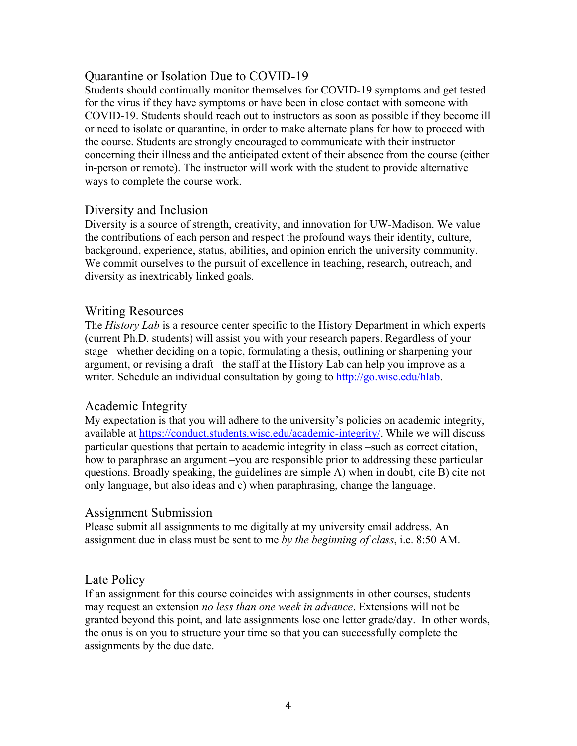## Quarantine or Isolation Due to COVID-19

Students should continually monitor themselves for COVID-19 symptoms and get tested for the virus if they have symptoms or have been in close contact with someone with COVID-19. Students should reach out to instructors as soon as possible if they become ill or need to isolate or quarantine, in order to make alternate plans for how to proceed with the course. Students are strongly encouraged to communicate with their instructor concerning their illness and the anticipated extent of their absence from the course (either in-person or remote). The instructor will work with the student to provide alternative ways to complete the course work.

## Diversity and Inclusion

Diversity is a source of strength, creativity, and innovation for UW-Madison. We value the contributions of each person and respect the profound ways their identity, culture, background, experience, status, abilities, and opinion enrich the university community. We commit ourselves to the pursuit of excellence in teaching, research, outreach, and diversity as inextricably linked goals.

## Writing Resources

The *History Lab* is a resource center specific to the History Department in which experts (current Ph.D. students) will assist you with your research papers. Regardless of your stage –whether deciding on a topic, formulating a thesis, outlining or sharpening your argument, or revising a draft –the staff at the History Lab can help you improve as a writer. Schedule an individual consultation by going to [http://go.wisc.edu/hlab](http://go.wisc.edu/hlab).

## Academic Integrity

My expectation is that you will adhere to the university's policies on academic integrity, available at [https://conduct.students.wisc.edu/academic-integrity/](https://conduct.students.wisc.edu/academic-integrity/). While we will discuss particular questions that pertain to academic integrity in class –such as correct citation, how to paraphrase an argument –you are responsible prior to addressing these particular questions. Broadly speaking, the guidelines are simple A) when in doubt, cite B) cite not only language, but also ideas and c) when paraphrasing, change the language.

## Assignment Submission

Please submit all assignments to me digitally at my university email address. An assignment due in class must be sent to me *by the beginning of class*, i.e. 8:50 AM.

## Late Policy

If an assignment for this course coincides with assignments in other courses, students may request an extension *no less than one week in advance*. Extensions will not be granted beyond this point, and late assignments lose one letter grade/day. In other words, the onus is on you to structure your time so that you can successfully complete the assignments by the due date.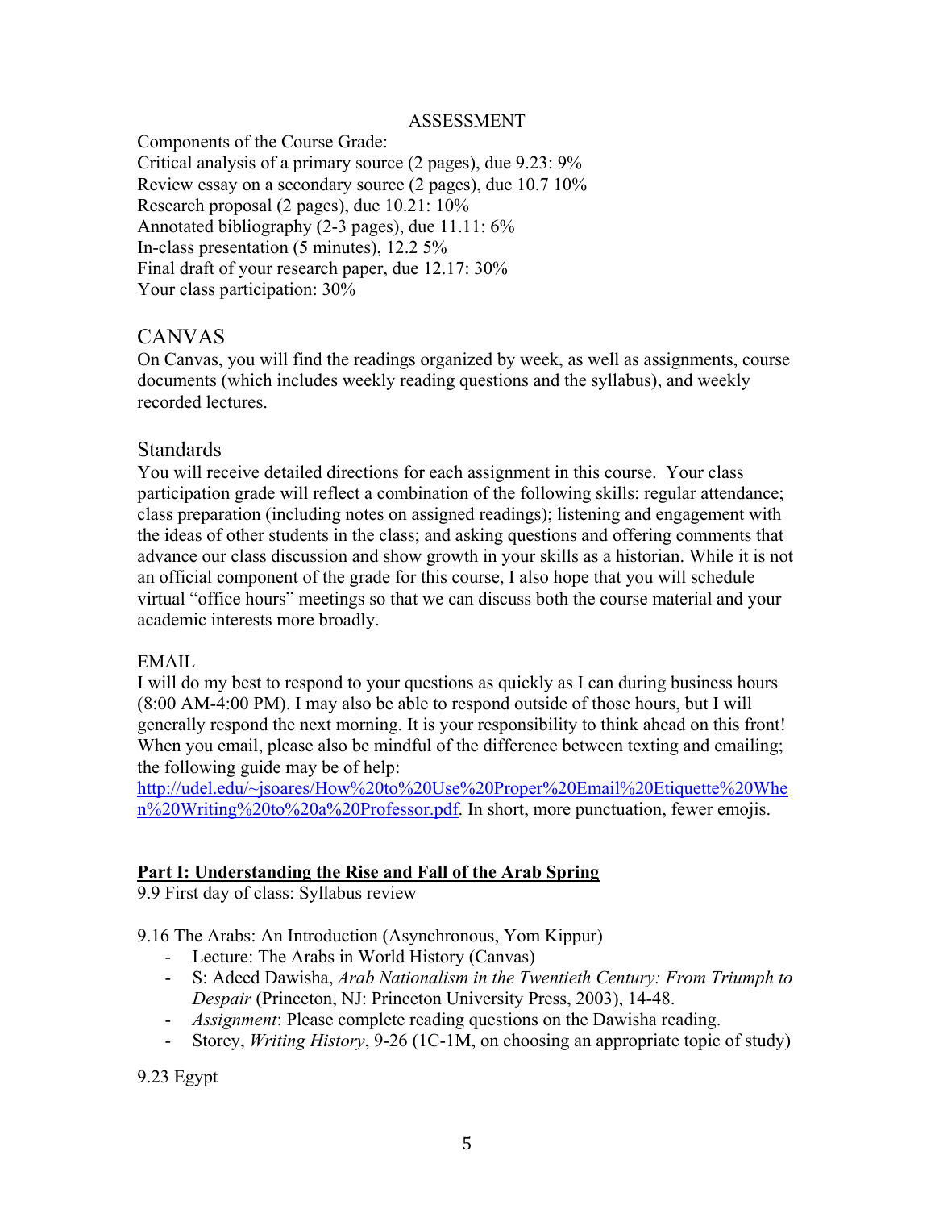## ASSESSMENT

Components of the Course Grade:
Critical analysis of a primary source (2 pages), due 9.23: 9%
Review essay on a secondary source (2 pages), due 10.7 10%
Research proposal (2 pages), due 10.21: 10%
Annotated bibliography (2-3 pages), due 11.11: 6%
In-class presentation (5 minutes), 12.2 5%
Final draft of your research paper, due 12.17: 30%
Your class participation: 30%

## CANVAS

On Canvas, you will find the readings organized by week, as well as assignments, course documents (which includes weekly reading questions and the syllabus), and weekly recorded lectures.

## Standards

You will receive detailed directions for each assignment in this course. Your class participation grade will reflect a combination of the following skills: regular attendance; class preparation (including notes on assigned readings); listening and engagement with the ideas of other students in the class; and asking questions and offering comments that advance our class discussion and show growth in your skills as a historian. While it is not an official component of the grade for this course, I also hope that you will schedule virtual "office hours" meetings so that we can discuss both the course material and your academic interests more broadly.

## EMAIL

I will do my best to respond to your questions as quickly as I can during business hours (8:00 AM-4:00 PM). I may also be able to respond outside of those hours, but I will generally respond the next morning. It is your responsibility to think ahead on this front! When you email, please also be mindful of the difference between texting and emailing; the following guide may be of help: [http://udel.edu/~jsoares/How%20to%20Use%20Proper%20Email%20Etiquette%20When%20Writing%20to%20a%20Professor.pdf](http://udel.edu/~jsoares/How%20to%20Use%20Proper%20Email%20Etiquette%20When%20Writing%20to%20a%20Professor.pdf). In short, more punctuation, fewer emojis.

## **Part I: Understanding the Rise and Fall of the Arab Spring**

9.9 First day of class: Syllabus review

9.16 The Arabs: An Introduction (Asynchronous, Yom Kippur)

- Lecture: The Arabs in World History (Canvas)
- S: Adeed Dawisha, *Arab Nationalism in the Twentieth Century: From Triumph to Despair* (Princeton, NJ: Princeton University Press, 2003), 14-48.
- *Assignment*: Please complete reading questions on the Dawisha reading.
- Storey, *Writing History*, 9-26 (1C-1M, on choosing an appropriate topic of study)

9.23 Egypt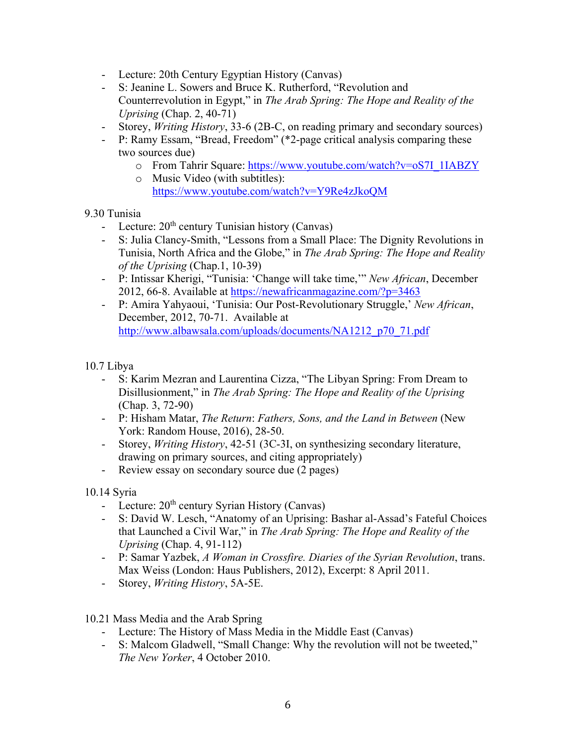- Lecture: 20th Century Egyptian History (Canvas)
- S: Jeanine L. Sowers and Bruce K. Rutherford, "Revolution and Counterrevolution in Egypt," in *The Arab Spring: The Hope and Reality of the Uprising* (Chap. 2, 40-71)
- Storey, *Writing History*, 33-6 (2B-C, on reading primary and secondary sources)
- P: Ramy Essam, "Bread, Freedom" (*2-page critical analysis comparing these two sources due)
    - From Tahrir Square: https://www.youtube.com/watch?v=oS7I_1IABZY
    - Music Video (with subtitles): https://www.youtube.com/watch?v=Y9Re4zJkoQM

9.30 Tunisia

- Lecture: 20th century Tunisian history (Canvas)
- S: Julia Clancy-Smith, "Lessons from a Small Place: The Dignity Revolutions in Tunisia, North Africa and the Globe," in *The Arab Spring: The Hope and Reality of the Uprising* (Chap.1, 10-39)
- P: Intissar Kherigi, "Tunisia: 'Change will take time,'" *New African*, December 2012, 66-8. Available at https://newafricanmagazine.com/?p=3463
- P: Amira Yahyaoui, 'Tunisia: Our Post-Revolutionary Struggle,' *New African*, December, 2012, 70-71. Available at http://www.albawsala.com/uploads/documents/NA1212_p70_71.pdf

10.7 Libya

- S: Karim Mezran and Laurentina Cizza, "The Libyan Spring: From Dream to Disillusionment," in *The Arab Spring: The Hope and Reality of the Uprising* (Chap. 3, 72-90)
- P: Hisham Matar, *The Return*: *Fathers, Sons, and the Land in Between* (New York: Random House, 2016), 28-50.
- Storey, *Writing History*, 42-51 (3C-3I, on synthesizing secondary literature, drawing on primary sources, and citing appropriately)
- Review essay on secondary source due (2 pages)

10.14 Syria

- Lecture: 20th century Syrian History (Canvas)
- S: David W. Lesch, "Anatomy of an Uprising: Bashar al-Assad's Fateful Choices that Launched a Civil War," in *The Arab Spring: The Hope and Reality of the Uprising* (Chap. 4, 91-112)
- P: Samar Yazbek, *A Woman in Crossfire. Diaries of the Syrian Revolution*, trans. Max Weiss (London: Haus Publishers, 2012), Excerpt: 8 April 2011.
- Storey, *Writing History*, 5A-5E.

10.21 Mass Media and the Arab Spring

- Lecture: The History of Mass Media in the Middle East (Canvas)
- S: Malcom Gladwell, "Small Change: Why the revolution will not be tweeted," *The New Yorker*, 4 October 2010.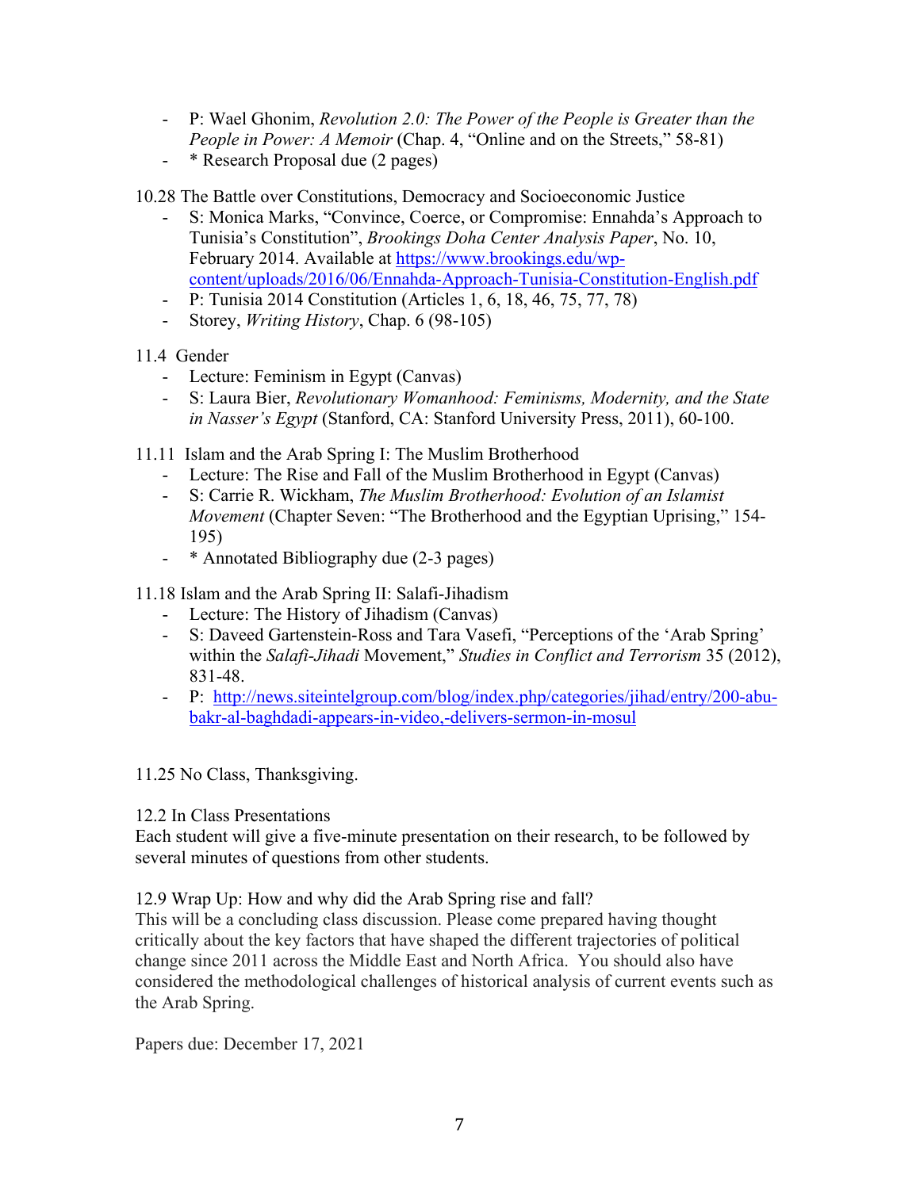- P: Wael Ghonim, *Revolution 2.0: The Power of the People is Greater than the People in Power: A Memoir* (Chap. 4, "Online and on the Streets," 58-81)
- * Research Proposal due (2 pages)

10.28 The Battle over Constitutions, Democracy and Socioeconomic Justice

- S: Monica Marks, "Convince, Coerce, or Compromise: Ennahda's Approach to Tunisia's Constitution", *Brookings Doha Center Analysis Paper*, No. 10, February 2014. Available at [https://www.brookings.edu/wp-content/uploads/2016/06/Ennahda-Approach-Tunisia-Constitution-English.pdf](https://www.brookings.edu/wp-content/uploads/2016/06/Ennahda-Approach-Tunisia-Constitution-English.pdf)
- P: Tunisia 2014 Constitution (Articles 1, 6, 18, 46, 75, 77, 78)
- Storey, *Writing History*, Chap. 6 (98-105)

11.4 Gender

- Lecture: Feminism in Egypt (Canvas)
- S: Laura Bier, *Revolutionary Womanhood: Feminisms, Modernity, and the State in Nasser's Egypt* (Stanford, CA: Stanford University Press, 2011), 60-100.

11.11 Islam and the Arab Spring I: The Muslim Brotherhood

- Lecture: The Rise and Fall of the Muslim Brotherhood in Egypt (Canvas)
- S: Carrie R. Wickham, *The Muslim Brotherhood: Evolution of an Islamist Movement* (Chapter Seven: "The Brotherhood and the Egyptian Uprising," 154-195)
- * Annotated Bibliography due (2-3 pages)

11.18 Islam and the Arab Spring II: Salafi-Jihadism

- Lecture: The History of Jihadism (Canvas)
- S: Daveed Gartenstein-Ross and Tara Vasefi, "Perceptions of the 'Arab Spring' within the *Salafi-Jihadi* Movement," *Studies in Conflict and Terrorism* 35 (2012), 831-48.
- P: [http://news.siteintelgroup.com/blog/index.php/categories/jihad/entry/200-abu-bakr-al-baghdadi-appears-in-video,-delivers-sermon-in-mosul](http://news.siteintelgroup.com/blog/index.php/categories/jihad/entry/200-abu-bakr-al-baghdadi-appears-in-video,-delivers-sermon-in-mosul)

11.25 No Class, Thanksgiving.

12.2 In Class Presentations
Each student will give a five-minute presentation on their research, to be followed by several minutes of questions from other students.

12.9 Wrap Up: How and why did the Arab Spring rise and fall?
This will be a concluding class discussion. Please come prepared having thought critically about the key factors that have shaped the different trajectories of political change since 2011 across the Middle East and North Africa. You should also have considered the methodological challenges of historical analysis of current events such as the Arab Spring.

Papers due: December 17, 2021